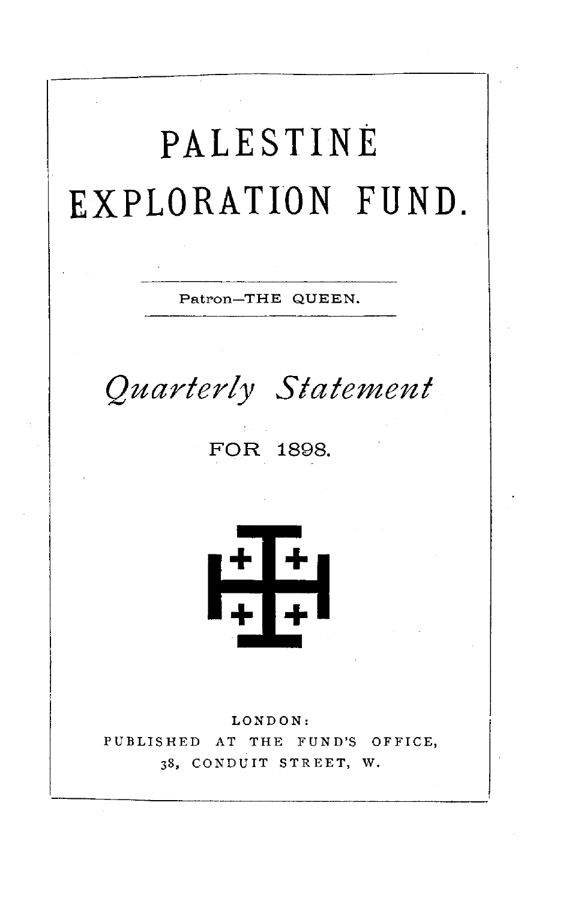# PALESTINE EXPLORATION FUND.

Patron—THE QUEEN.

*Quarterly Statement*

FOR 1898.

LONDON:
PUBLISHED AT THE FUND'S OFFICE,
38, CONDUIT STREET, W.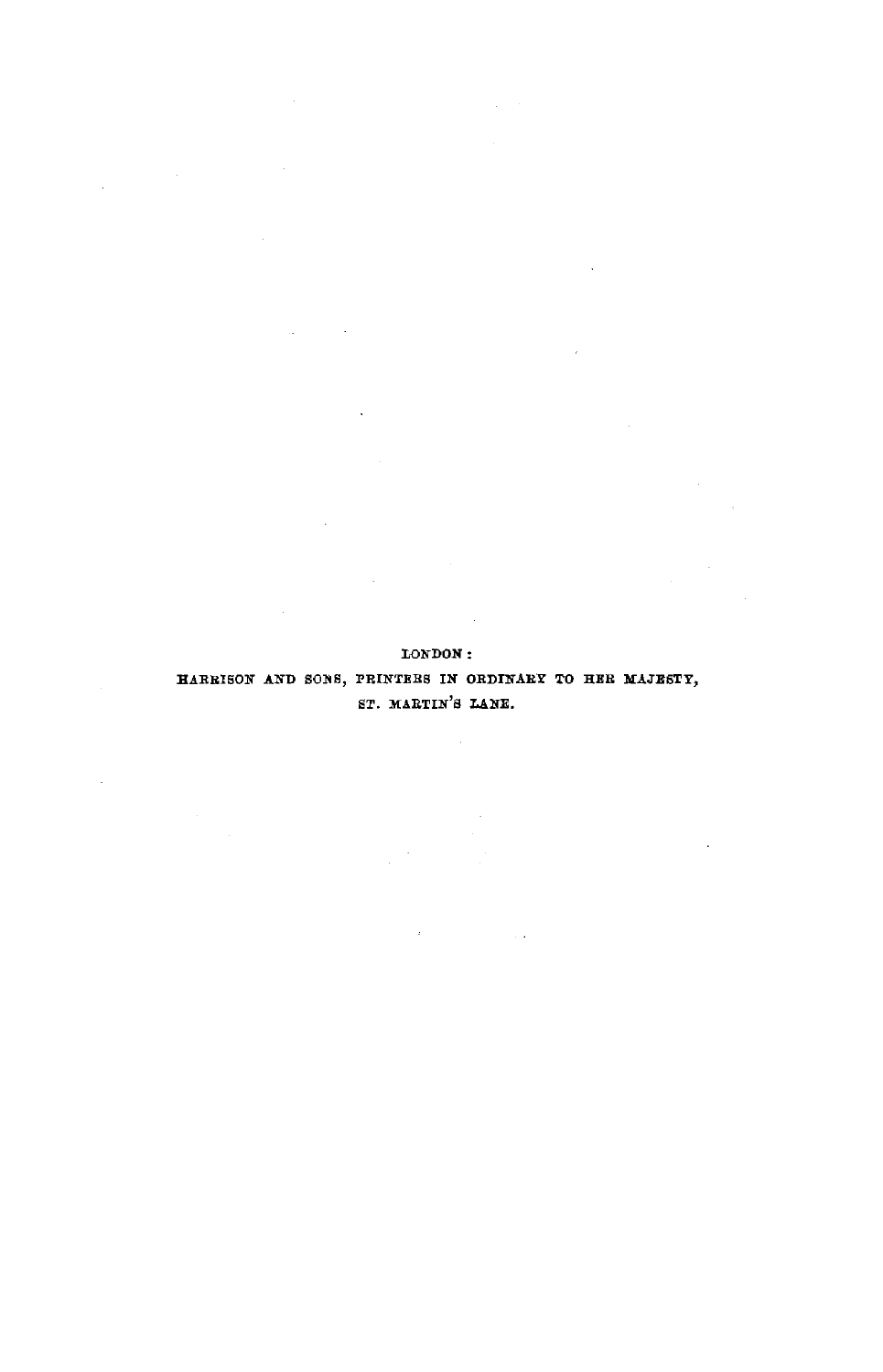LONDON:

HARRISON AND SONS, PRINTERS IN ORDINARY TO HER MAJESTY,

ST. MARTIN'S LANE.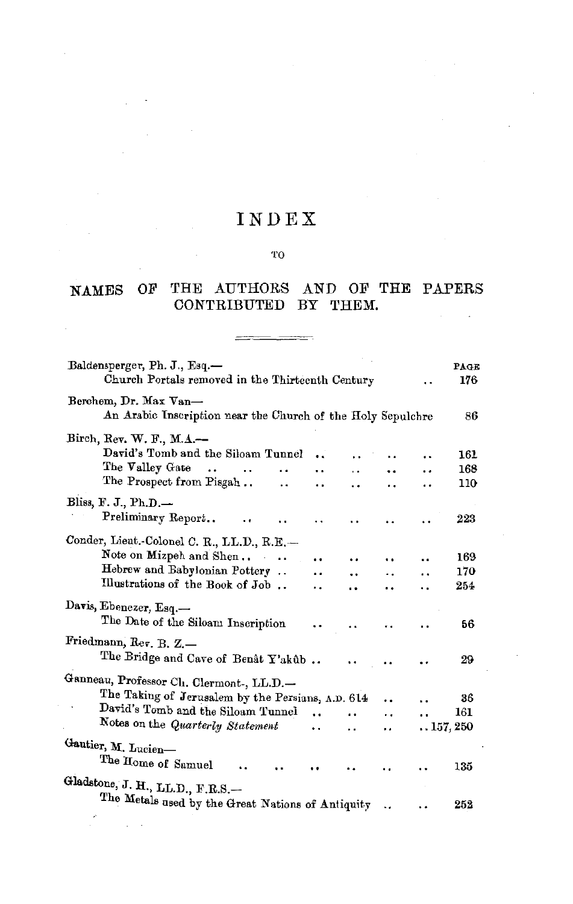# INDEX

TO

## NAMES OF THE AUTHORS AND OF THE PAPERS CONTRIBUTED BY THEM.

| | PAGE |
|---|---|
| **Baldensperger, Ph. J., Esq.—** | |
| Church Portals removed in the Thirteenth Century .. | 176 |
| **Berchem, Dr. Max Van—** | |
| An Arabic Inscription near the Church of the Holy Sepulchre | 86 |
| **Birch, Rev. W. F., M.A.—** | |
| David's Tomb and the Siloam Tunnel .. .. .. .. | 161 |
| The Valley Gate .. .. .. .. .. .. .. | 168 |
| The Prospect from Pisgah .. .. .. .. .. .. | 110 |
| **Bliss, F. J., Ph.D.—** | |
| Preliminary Report.. .. .. .. .. .. .. | 223 |
| **Conder, Lieut.-Colonel C. R., LL.D., R.E.—** | |
| Note on Mizpeh and Shen .. .. .. .. .. .. | 169 |
| Hebrew and Babylonian Pottery .. .. .. .. .. | 170 |
| Illustrations of the Book of Job .. .. .. .. .. | 254 |
| **Davis, Ebenezer, Esq.—** | |
| The Date of the Siloam Inscription .. .. .. .. | 56 |
| **Friedmann, Rev. B. Z.—** | |
| The Bridge and Cave of Benât Y'akûb .. .. .. .. | 29 |
| **Ganneau, Professor Ch. Clermont-, LL.D.—** | |
| The Taking of Jerusalem by the Persians, A.D. 614 .. .. | 36 |
| David's Tomb and the Siloam Tunnel .. .. .. .. | 161 |
| Notes on the *Quarterly Statement* .. .. .. | ..157, 250 |
| **Gautier, M. Lucien—** | |
| The Home of Samuel .. .. .. .. .. .. | 135 |
| **Gladstone, J. H., LL.D., F.R.S.—** | |
| The Metals used by the Great Nations of Antiquity .. .. | 252 |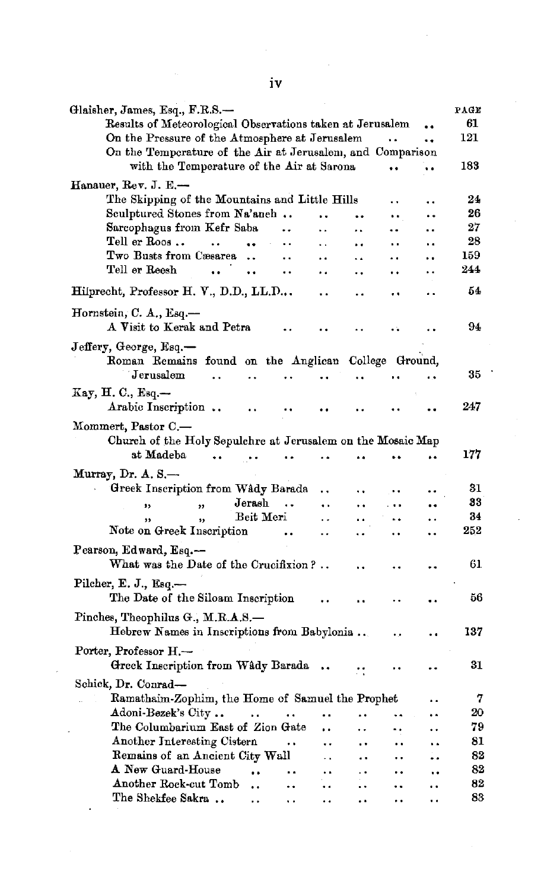| | PAGE |
|---|---|
| Glaisher, James, Esq., F.R.S.— | |
| Results of Meteorological Observations taken at Jerusalem .. | 61 |
| On the Pressure of the Atmosphere at Jerusalem .. .. | 121 |
| On the Temperature of the Air at Jerusalem, and Comparison with the Temperature of the Air at Sarona .. .. | 183 |
| Hanauer, Rev. J. E.— | |
| The Skipping of the Mountains and Little Hills .. .. | 24 |
| Sculptured Stones from Na'aneh .. .. .. .. .. | 26 |
| Sarcophagus from Kefr Saba .. .. .. .. .. | 27 |
| Tell er Roos .. .. .. .. .. .. .. .. | 28 |
| Two Busts from Cæsarea .. .. .. .. .. .. | 159 |
| Tell er Reesh .. .. .. .. .. .. .. | 244 |
| Hilprecht, Professor H. V., D.D., LL.D... .. .. .. .. | 54 |
| Hornstein, C. A., Esq.— | |
| A Visit to Kerak and Petra .. .. .. .. .. | 94 |
| Jeffery, George, Esq.— | |
| Roman Remains found on the Anglican College Ground, Jerusalem .. .. .. .. .. .. .. | 35 |
| Kay, H. C., Esq.— | |
| Arabic Inscription .. .. .. .. .. .. .. | 247 |
| Mommert, Pastor C.— | |
| Church of the Holy Sepulchre at Jerusalem on the Mosaic Map at Madeba .. .. .. .. .. .. .. | 177 |
| Murray, Dr. A. S.— | |
| Greek Inscription from Wâdy Barada .. .. .. .. | 31 |
| " " Jerash .. .. .. .. .. | 33 |
| " " Beit Meri .. .. .. .. | 34 |
| Note on Greek Inscription .. .. .. .. .. | 252 |
| Pearson, Edward, Esq.— | |
| What was the Date of the Crucifixion? .. .. .. .. | 61 |
| Pilcher, E. J., Esq.— | |
| The Date of the Siloam Inscription .. .. .. .. | 56 |
| Pinches, Theophilus G., M.R.A.S.— | |
| Hebrew Names in Inscriptions from Babylonia .. .. .. | 137 |
| Porter, Professor H.— | |
| Greek Inscription from Wâdy Barada .. .. .. .. | 31 |
| Schick, Dr. Conrad— | |
| Ramathaim-Zophim, the Home of Samuel the Prophet .. | 7 |
| Adoni-Bezek's City .. .. .. .. .. .. .. | 20 |
| The Columbarium East of Zion Gate .. .. .. .. | 79 |
| Another Interesting Cistern .. .. .. .. .. | 81 |
| Remains of an Ancient City Wall .. .. .. .. | 82 |
| A New Guard-House .. .. .. .. .. .. | 82 |
| Another Rock-cut Tomb .. .. .. .. .. .. | 82 |
| The Shekfee Sakra .. .. .. .. .. .. .. | 83 |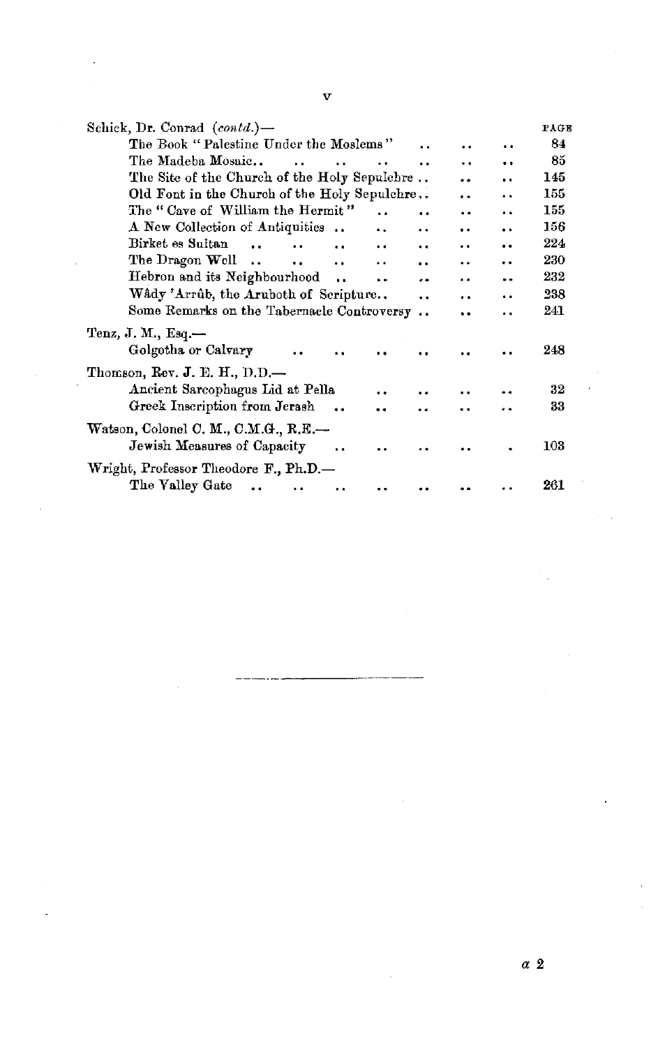Schick, Dr. Conrad (*contd.*)—

| | PAGE |
|---|---|
| The Book "Palestine Under the Moslems" .. .. .. | 84 |
| The Madeba Mosaic.. .. .. .. .. .. .. | 85 |
| The Site of the Church of the Holy Sepulchre .. .. .. | 145 |
| Old Font in the Church of the Holy Sepulchre.. .. .. | 155 |
| The "Cave of William the Hermit" .. .. .. .. | 155 |
| A New Collection of Antiquities .. .. .. .. .. | 156 |
| Birket es Sultan .. .. .. .. .. .. .. | 224 |
| The Dragon Well .. .. .. .. .. .. .. | 230 |
| Hebron and its Neighbourhood .. .. .. .. .. | 232 |
| Wâdy 'Arrûb, the Aruboth of Scripture.. .. .. .. | 238 |
| Some Remarks on the Tabernacle Controversy .. .. .. | 241 |

Tenz, J. M., Esq.—

| | |
|---|---|
| Golgotha or Calvary .. .. .. .. .. .. | 248 |

Thomson, Rev. J. E. H., D.D.—

| | |
|---|---|
| Ancient Sarcophagus Lid at Pella .. .. .. .. | 32 |
| Greek Inscription from Jerash .. .. .. .. .. | 33 |

Watson, Colonel C. M., C.M.G., R.E.—

| | |
|---|---|
| Jewish Measures of Capacity .. .. .. .. . | 103 |

Wright, Professor Theodore F., Ph.D.—

| | |
|---|---|
| The Valley Gate .. .. .. .. .. .. .. | 261 |

*a* 2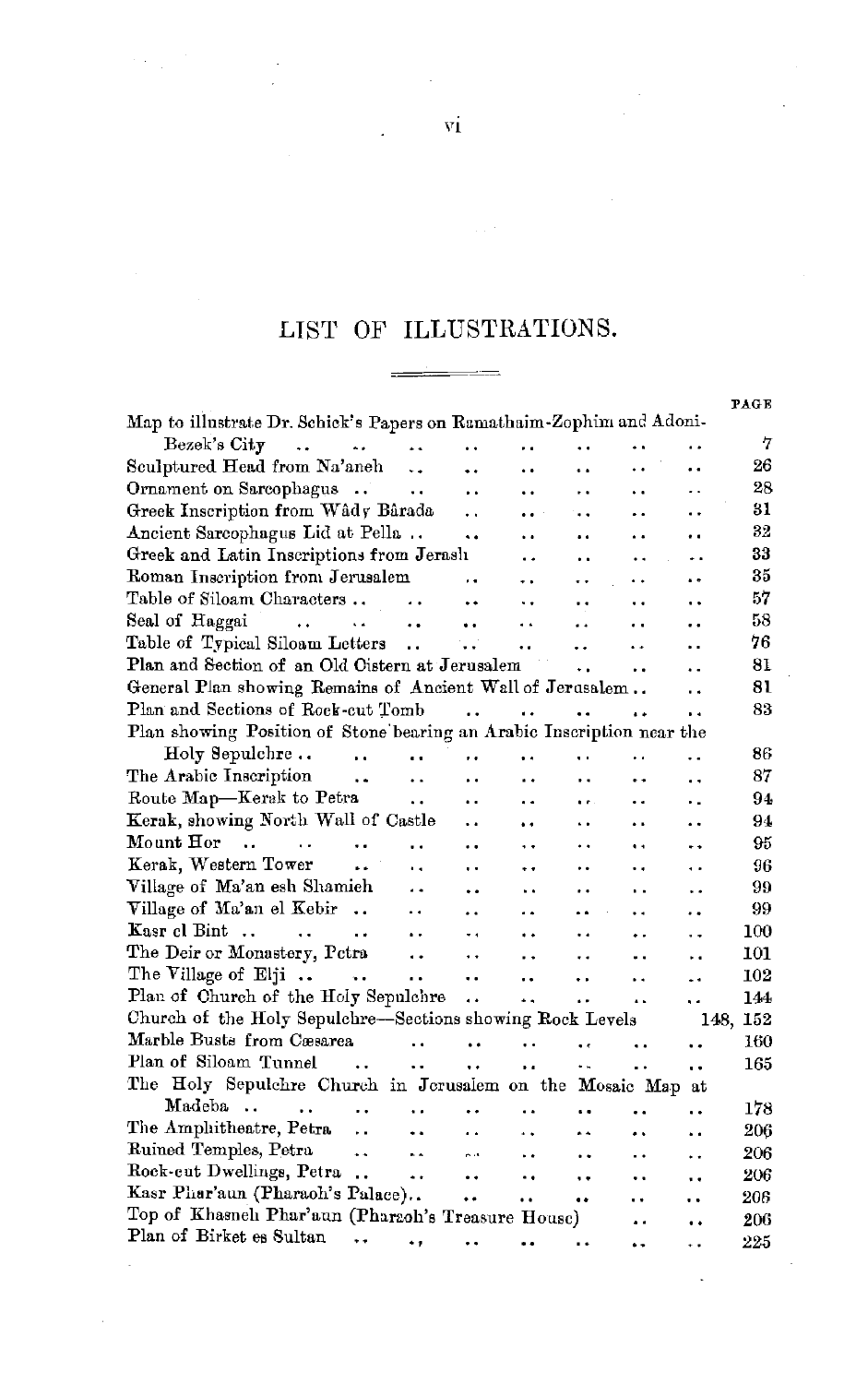# LIST OF ILLUSTRATIONS.

| | PAGE |
|---|---|
| Map to illustrate Dr. Schick's Papers on Ramathaim-Zophim and Adoni-Bezek's City | 7 |
| Sculptured Head from Na'aneh | 26 |
| Ornament on Sarcophagus | 28 |
| Greek Inscription from Wâdy Bârada | 31 |
| Ancient Sarcophagus Lid at Pella | 32 |
| Greek and Latin Inscriptions from Jerash | 33 |
| Roman Inscription from Jerusalem | 35 |
| Table of Siloam Characters | 57 |
| Seal of Haggai | 58 |
| Table of Typical Siloam Letters | 76 |
| Plan and Section of an Old Cistern at Jerusalem | 81 |
| General Plan showing Remains of Ancient Wall of Jerusalem | 81 |
| Plan and Sections of Rock-cut Tomb | 83 |
| Plan showing Position of Stone bearing an Arabic Inscription near the Holy Sepulchre | 86 |
| The Arabic Inscription | 87 |
| Route Map—Kerak to Petra | 94 |
| Kerak, showing North Wall of Castle | 94 |
| Mount Hor | 95 |
| Kerak, Western Tower | 96 |
| Village of Ma'an esh Shamieh | 99 |
| Village of Ma'an el Kebir | 99 |
| Kasr el Bint | 100 |
| The Deir or Monastery, Petra | 101 |
| The Village of Elji | 102 |
| Plan of Church of the Holy Sepulchre | 144 |
| Church of the Holy Sepulchre—Sections showing Rock Levels | 148, 152 |
| Marble Busts from Cæsarea | 160 |
| Plan of Siloam Tunnel | 165 |
| The Holy Sepulchre Church in Jerusalem on the Mosaic Map at Madeba | 178 |
| The Amphitheatre, Petra | 206 |
| Ruined Temples, Petra | 206 |
| Rock-cut Dwellings, Petra | 206 |
| Kasr Phar'aun (Pharaoh's Palace) | 206 |
| Top of Khasneh Phar'aun (Pharaoh's Treasure House) | 206 |
| Plan of Birket es Sultan | 225 |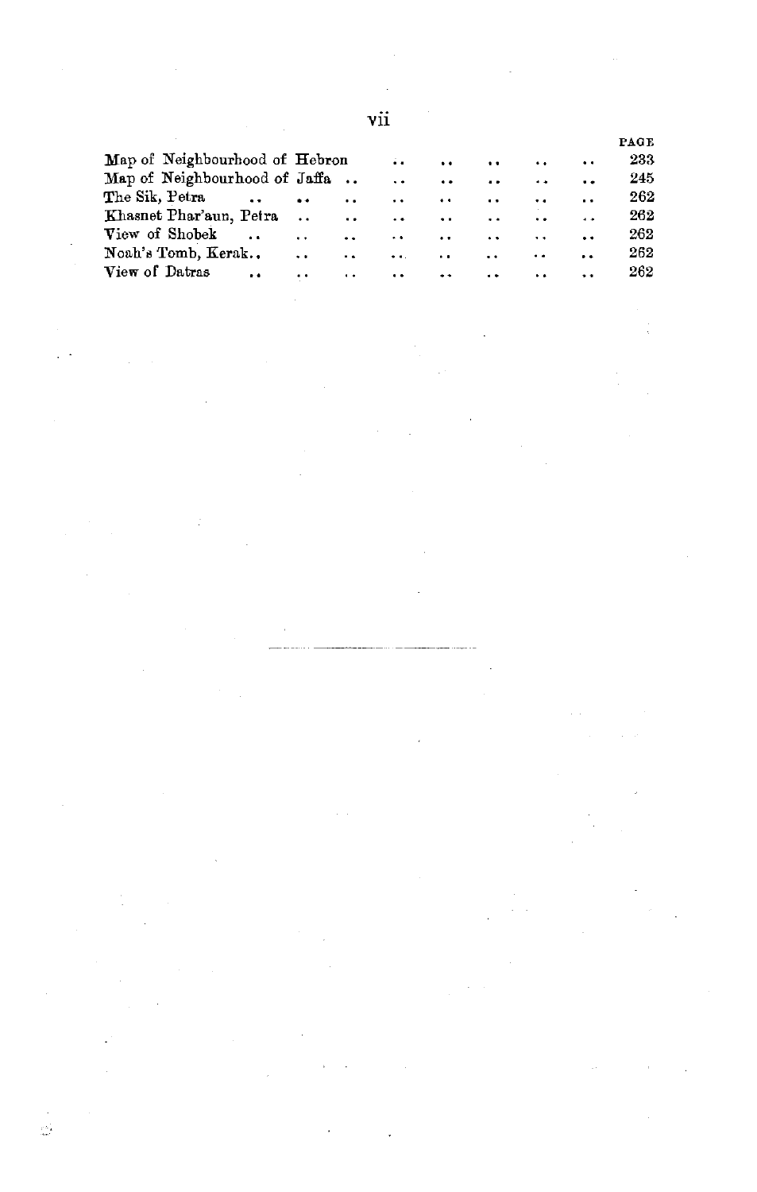| | PAGE |
| --- | --- |
| Map of Neighbourhood of Hebron | 233 |
| Map of Neighbourhood of Jaffa | 245 |
| The Sik, Petra | 262 |
| Khasnet Phar'aun, Petra | 262 |
| View of Shobek | 262 |
| Noah's Tomb, Kerak | 262 |
| View of Datras | 262 |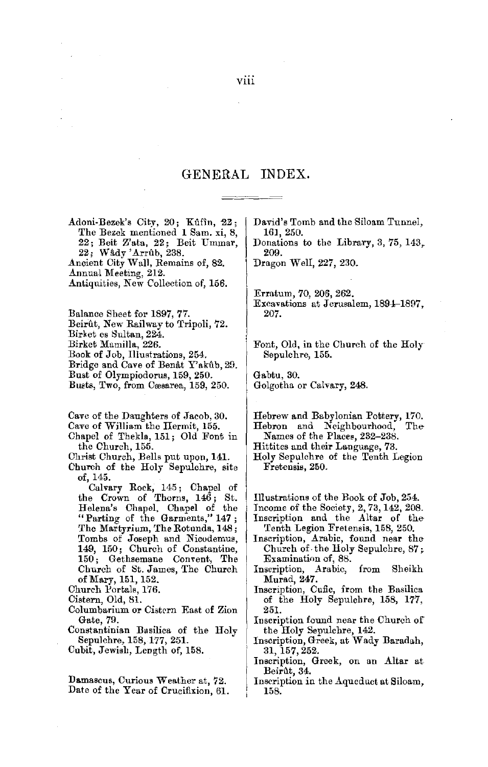# GENERAL INDEX.

Adoni-Bezek's City, 20; Kûfîn, 22; The Bezek mentioned 1 Sam. xi, 8, 22; Beit Z'ata, 22; Beit Ummar, 22; Wâdy 'Arrûb, 238.
Ancient City Wall, Remains of, 82.
Annual Meeting, 212.
Antiquities, New Collection of, 156.

Balance Sheet for 1897, 77.
Beirût, New Railway to Tripoli, 72.
Birket es Sultan, 224.
Birket Mamilla, 226.
Book of Job, Illustrations, 254.
Bridge and Cave of Benât Y'akûb, 29.
Bust of Olympiodorus, 159, 250.
Busts, Two, from Cæsarea, 159, 250.

Cave of the Daughters of Jacob, 30.
Cave of William the Hermit, 155.
Chapel of Thekla, 151; Old Font in the Church, 155.
Christ Church, Bells put upon, 141.
Church of the Holy Sepulchre, site of, 145.
Calvary Rock, 145; Chapel of the Crown of Thorns, 146; St. Helena's Chapel, Chapel of the "Parting of the Garments," 147; The Martyrium, The Rotunda, 148; Tombs of Joseph and Nicodemus, 149, 150; Church of Constantine, 150; Gethsemane Convent, The Church of St. James, The Church of Mary, 151, 152.
Church Portals, 176.
Cistern, Old, 81.
Columbarium or Cistern East of Zion Gate, 79.
Constantinian Basilica of the Holy Sepulchre, 158, 177, 251.
Cubit, Jewish, Length of, 158.

Damascus, Curious Weather at, 72.
Date of the Year of Crucifixion, 61.
David's Tomb and the Siloam Tunnel, 161, 250.
Donations to the Library, 3, 75, 143, 209.
Dragon Well, 227, 230.

Erratum, 70, 206, 262.
Excavations at Jerusalem, 1894–1897, 207.

Font, Old, in the Church of the Holy Sepulchre, 155.

Gabtu, 30.
Golgotha or Calvary, 248.

Hebrew and Babylonian Pottery, 170.
Hebron and Neighbourhood, The Names of the Places, 232–238.
Hittites and their Language, 73.
Holy Sepulchre of the Tenth Legion Fretensis, 250.

Illustrations of the Book of Job, 254.
Income of the Society, 2, 73, 142, 208.
Inscription and the Altar of the Tenth Legion Fretensis, 158, 250.
Inscription, Arabic, found near the Church of the Holy Sepulchre, 87; Examination of, 88.
Inscription, Arabic, from Sheikh Murad, 247.
Inscription, Cufic, from the Basilica of the Holy Sepulchre, 158, 177, 251.
Inscription found near the Church of the Holy Sepulchre, 142.
Inscription, Greek, at Wady Baradah, 31, 157, 252.
Inscription, Greek, on an Altar at Beirût, 34.
Inscription in the Aqueduct at Siloam, 158.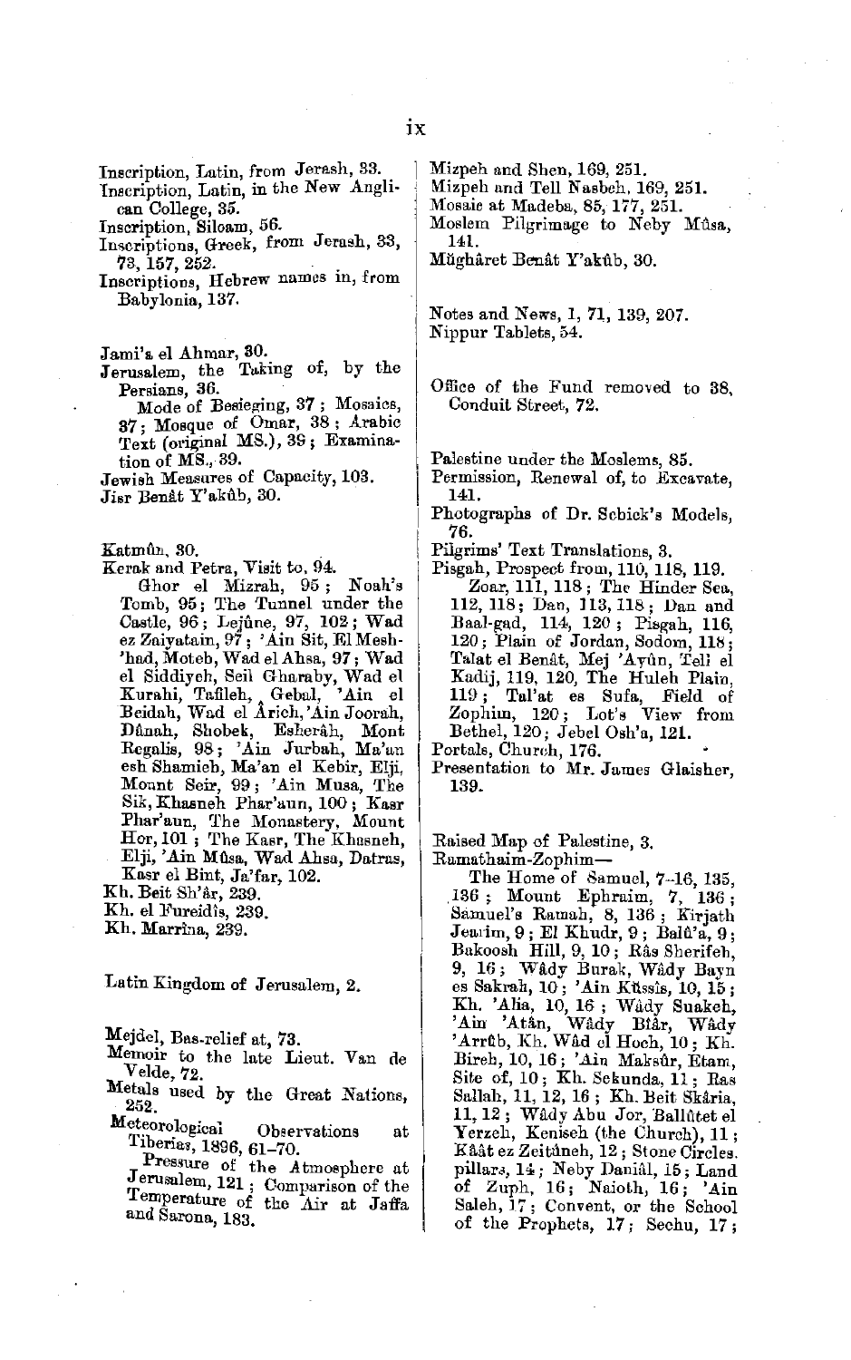Inscription, Latin, from Jerash, 33.
Inscription, Latin, in the New Anglican College, 35.
Inscription, Siloam, 56.
Inscriptions, Greek, from Jerash, 33, 73, 157, 252.
Inscriptions, Hebrew names in, from Babylonia, 137.

Jami'a el Ahmar, 30.
Jerusalem, the Taking of, by the Persians, 36.
  Mode of Besieging, 37; Mosaics, 37; Mosque of Omar, 38; Arabic Text (original MS.), 39; Examination of MS., 39.
Jewish Measures of Capacity, 103.
Jisr Benât Y'akûb, 30.

Katmûn, 30.
Kerak and Petra, Visit to, 94.
  Ghor el Mizrah, 95; Noah's Tomb, 95; The Tunnel under the Castle, 96; Lejûne, 97, 102; Wad ez Zaiyatain, 97; 'Ain Sit, El Mesh-'had, Moteb, Wad el Ahsa, 97; Wad el Siddiyeh, Seil Gharaby, Wad el Kurahi, Tafileh, Gebal, 'Ain el Beidah, Wad el Ârich, 'Ain Joorah, Dûnah, Shobek, Esherâh, Mont Regalis, 98; 'Ain Jurbah, Ma'an esh Shamieh, Ma'an el Kebir, Elji, Mount Seir, 99; 'Ain Musa, The Sik, Khasneh Phar'aun, 100; Kasr Phar'aun, The Monastery, Mount Hor, 101; The Kasr, The Khasneh, Elji, 'Ain Mûsa, Wad Ahsa, Datras, Kasr el Bint, Ja'far, 102.
Kh. Beit Sh'âr, 239.
Kh. el Fureidis, 239.
Kh. Marrina, 239.

Latin Kingdom of Jerusalem, 2.

Mejdel, Bas-relief at, 73.
Memoir to the late Lieut. Van de Velde, 72.
Metals used by the Great Nations, 252.
Meteorological Observations at Tiberias, 1896, 61–70.
  Pressure of the Atmosphere at Jerusalem, 121; Comparison of the Temperature of the Air at Jaffa and Sarona, 183.

Mizpeh and Shen, 169, 251.
Mizpeh and Tell Nasbeh, 169, 251.
Mosaic at Madeba, 85, 177, 251.
Moslem Pilgrimage to Neby Mûsa, 141.
Mŭghâret Benât Y'akûb, 30.

Notes and News, 1, 71, 139, 207.
Nippur Tablets, 54.

Office of the Fund removed to 38, Conduit Street, 72.

Palestine under the Moslems, 85.
Permission, Renewal of, to Excavate, 141.
Photographs of Dr. Schick's Models, 76.
Pilgrims' Text Translations, 3.
Pisgah, Prospect from, 110, 118, 119.
  Zoar, 111, 118; The Hinder Sea, 112, 118; Dan, 113, 118; Dan and Baal-gad, 114, 120; Pisgah, 116, 120; Plain of Jordan, Sodom, 118; Talat el Benât, Mej 'Ayûn, Tell el Kadij, 119, 120, The Huleh Plain, 119; Tal'at es Sufa, Field of Zophim, 120; Lot's View from Bethel, 120; Jebel Osh'a, 121.
Portals, Church, 176.
Presentation to Mr. James Glaisher, 139.

Raised Map of Palestine, 3.
Ramathaim-Zophim—
  The Home of Samuel, 7–16, 135, 136; Mount Ephraim, 7, 136; Samuel's Ramah, 8, 136; Kirjath Jearim, 9; El Khudr, 9; Balû'a, 9; Bakoosh Hill, 9, 10; Râs Sherifeh, 9, 16; Wâdy Burak, Wâdy Bayn es Sakrah, 10; 'Ain Kûssis, 10, 15; Kh. 'Alia, 10, 16; Wâdy Suakeh, 'Ain 'Atân, Wâdy Biâr, Wâdy 'Arrûb, Kh. Wâd el Hoch, 10; Kh. Bireh, 10, 16; 'Ain Maksûr, Etam, Site of, 10; Kh. Sekunda, 11; Ras Sallah, 11, 12, 16; Kh. Beit Skâria, 11, 12; Wâdy Abu Jor, Ballûtet el Yerzeh, Keniseh (the Church), 11; Kâât ez Zeitûneh, 12; Stone Circles, pillars, 14; Neby Daniâl, 15; Land of Zuph, 16; Naioth, 16; 'Ain Saleh, 17; Convent, or the School of the Prophets, 17; Sechu, 17;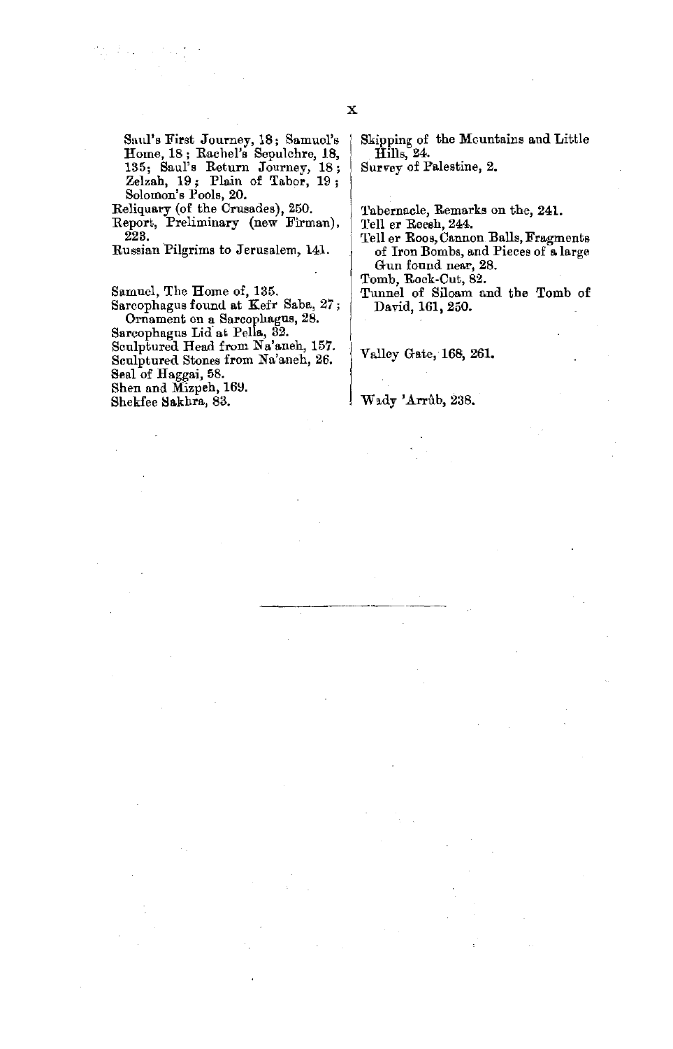Saul's First Journey, 18; Samuel's Home, 18; Rachel's Sepulchre, 18, 135; Saul's Return Journey, 18; Zelzah, 19; Plain of Tabor, 19; Solomon's Pools, 20.

Reliquary (of the Crusades), 250.

Report, Preliminary (new Firman), 223.

Russian Pilgrims to Jerusalem, 141.

Samuel, The Home of, 135.

Sarcophagus found at Kefr Saba, 27; Ornament on a Sarcophagus, 28.

Sarcophagus Lid at Pella, 32.

Sculptured Head from Na'aneh, 157.

Sculptured Stones from Na'aneh, 26.

Seal of Haggai, 58.

Shen and Mizpeh, 169.

Shekfee Sakhra, 83.

Skipping of the Mountains and Little Hills, 24.

Survey of Palestine, 2.

Tabernacle, Remarks on the, 241.

Tell er Reesh, 244.

Tell er Roos, Cannon Balls, Fragments of Iron Bombs, and Pieces of a large Gun found near, 28.

Tomb, Rock-Cut, 82.

Tunnel of Siloam and the Tomb of David, 161, 250.

Valley Gate, 168, 261.

Wady 'Arrûb, 238.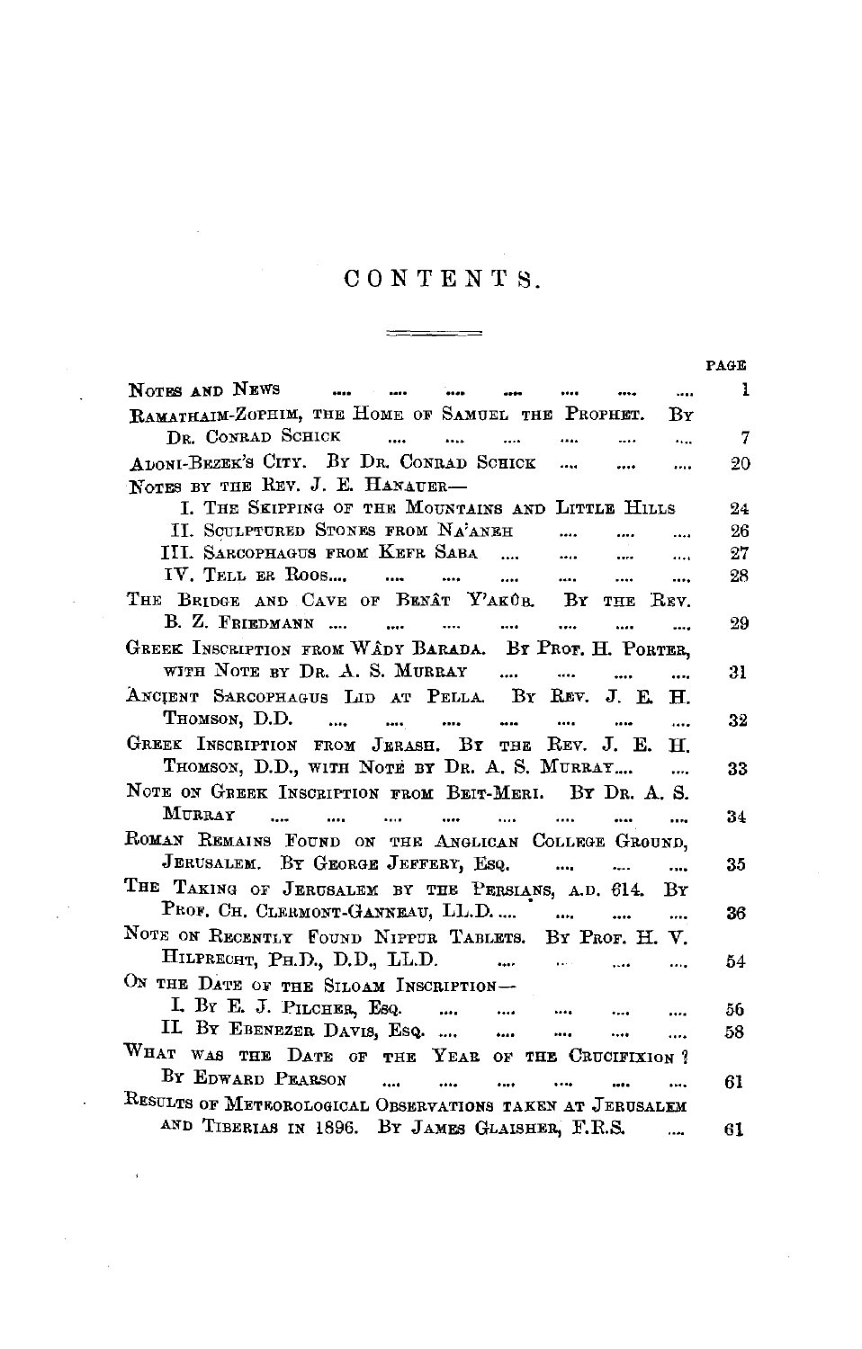# CONTENTS.

| | PAGE |
|---|---|
| NOTES AND NEWS .... .... .... .... .... .... .... | 1 |
| RAMATHAIM-ZOPHIM, THE HOME OF SAMUEL THE PROPHET. BY DR. CONRAD SCHICK .... .... .... .... .... .... | 7 |
| ADONI-BEZEK'S CITY. BY DR. CONRAD SCHICK .... .... .... | 20 |
| NOTES BY THE REV. J. E. HANAUER— | |
| I. THE SKIPPING OF THE MOUNTAINS AND LITTLE HILLS | 24 |
| II. SCULPTURED STONES FROM NA'ANEH .... .... .... | 26 |
| III. SARCOPHAGUS FROM KEFR SABA .... .... .... .... | 27 |
| IV. TELL ER ROOS.... .... .... .... .... .... .... | 28 |
| THE BRIDGE AND CAVE OF BENÂT Y'AKÛB. BY THE REV. B. Z. FRIEDMANN .... .... .... .... .... .... .... | 29 |
| GREEK INSCRIPTION FROM WÂDY BARADA. BY PROF. H. PORTER, WITH NOTE BY DR. A. S. MURRAY .... .... .... .... | 31 |
| ANCIENT SARCOPHAGUS LID AT PELLA. BY REV. J. E. H. THOMSON, D.D. .... .... .... .... .... .... .... | 32 |
| GREEK INSCRIPTION FROM JERASH. BY THE REV. J. E. H. THOMSON, D.D., WITH NOTE BY DR. A. S. MURRAY.... .... | 33 |
| NOTE ON GREEK INSCRIPTION FROM BEIT-MERI. BY DR. A. S. MURRAY .... .... .... .... .... .... .... .... | 34 |
| ROMAN REMAINS FOUND ON THE ANGLICAN COLLEGE GROUND, JERUSALEM. BY GEORGE JEFFERY, ESQ. .... .... .... | 35 |
| THE TAKING OF JERUSALEM BY THE PERSIANS, A.D. 614. BY PROF. CH. CLERMONT-GANNEAU, LL.D. .... .... .... .... | 36 |
| NOTE ON RECENTLY FOUND NIPPUR TABLETS. BY PROF. H. V. HILPRECHT, PH.D., D.D., LL.D. .... .... .... .... | 54 |
| ON THE DATE OF THE SILOAM INSCRIPTION— | |
| I. BY E. J. PILCHER, ESQ. .... .... .... .... .... | 56 |
| II. BY EBENEZER DAVIS, ESQ. .... .... .... .... .... | 58 |
| WHAT WAS THE DATE OF THE YEAR OF THE CRUCIFIXION ? BY EDWARD PEARSON .... .... .... .... .... .... | 61 |
| RESULTS OF METEOROLOGICAL OBSERVATIONS TAKEN AT JERUSALEM AND TIBERIAS IN 1896. BY JAMES GLAISHER, F.R.S. .... | 61 |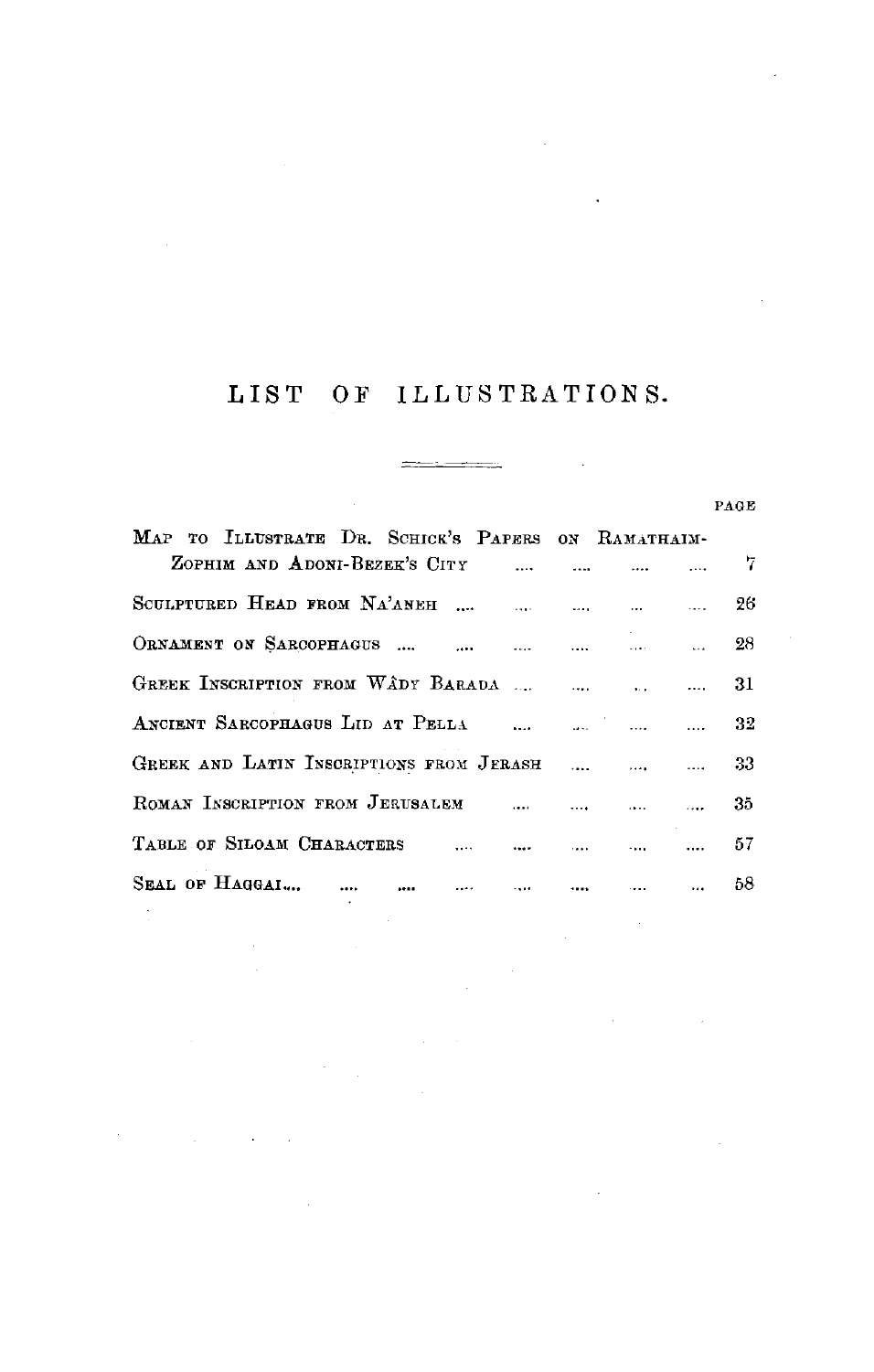# LIST OF ILLUSTRATIONS.

| | PAGE |
|---|---|
| MAP TO ILLUSTRATE DR. SCHICK'S PAPERS ON RAMATHAIM-ZOPHIM AND ADONI-BEZEK'S CITY | 7 |
| SCULPTURED HEAD FROM NA'ANEH | 26 |
| ORNAMENT ON SARCOPHAGUS | 28 |
| GREEK INSCRIPTION FROM WÂDY BARADA | 31 |
| ANCIENT SARCOPHAGUS LID AT PELLA | 32 |
| GREEK AND LATIN INSCRIPTIONS FROM JERASH | 33 |
| ROMAN INSCRIPTION FROM JERUSALEM | 35 |
| TABLE OF SILOAM CHARACTERS | 57 |
| SEAL OF HAGGAI | 58 |